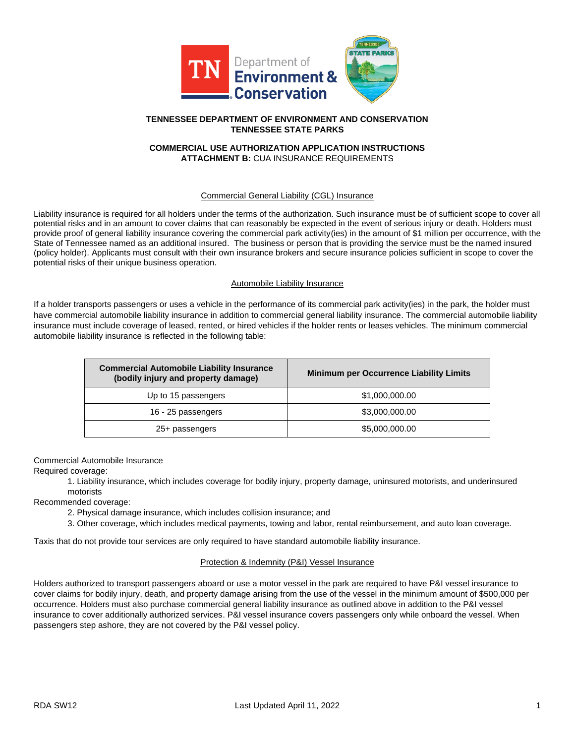**TENNESSEE DEPARTMENT OF ENVIRONMENT AND CONSERVATION**
**TENNESSEE STATE PARKS**

**COMMERCIAL USE AUTHORIZATION APPLICATION INSTRUCTIONS**
**ATTACHMENT B:** CUA INSURANCE REQUIREMENTS

## Commercial General Liability (CGL) Insurance

Liability insurance is required for all holders under the terms of the authorization. Such insurance must be of sufficient scope to cover all potential risks and in an amount to cover claims that can reasonably be expected in the event of serious injury or death. Holders must provide proof of general liability insurance covering the commercial park activity(ies) in the amount of $1 million per occurrence, with the State of Tennessee named as an additional insured. The business or person that is providing the service must be the named insured (policy holder). Applicants must consult with their own insurance brokers and secure insurance policies sufficient in scope to cover the potential risks of their unique business operation.

## Automobile Liability Insurance

If a holder transports passengers or uses a vehicle in the performance of its commercial park activity(ies) in the park, the holder must have commercial automobile liability insurance in addition to commercial general liability insurance. The commercial automobile liability insurance must include coverage of leased, rented, or hired vehicles if the holder rents or leases vehicles. The minimum commercial automobile liability insurance is reflected in the following table:

| Commercial Automobile Liability Insurance (bodily injury and property damage) | Minimum per Occurrence Liability Limits |
|---|---|
| Up to 15 passengers | $1,000,000.00 |
| 16 - 25 passengers | $3,000,000.00 |
| 25+ passengers | $5,000,000.00 |

Commercial Automobile Insurance

Required coverage:

1. Liability insurance, which includes coverage for bodily injury, property damage, uninsured motorists, and underinsured motorists

Recommended coverage:

2. Physical damage insurance, which includes collision insurance; and
3. Other coverage, which includes medical payments, towing and labor, rental reimbursement, and auto loan coverage.

Taxis that do not provide tour services are only required to have standard automobile liability insurance.

## Protection & Indemnity (P&I) Vessel Insurance

Holders authorized to transport passengers aboard or use a motor vessel in the park are required to have P&I vessel insurance to cover claims for bodily injury, death, and property damage arising from the use of the vessel in the minimum amount of $500,000 per occurrence. Holders must also purchase commercial general liability insurance as outlined above in addition to the P&I vessel insurance to cover additionally authorized services. P&I vessel insurance covers passengers only while onboard the vessel. When passengers step ashore, they are not covered by the P&I vessel policy.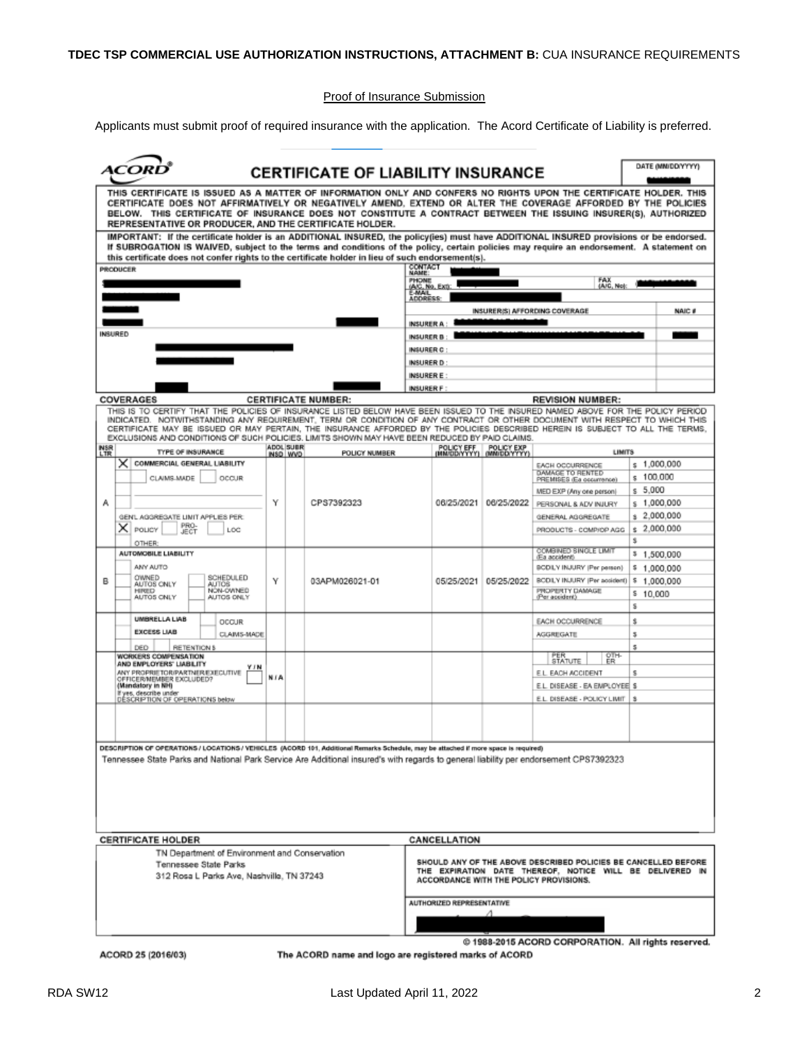**TDEC TSP COMMERCIAL USE AUTHORIZATION INSTRUCTIONS, ATTACHMENT B:** CUA INSURANCE REQUIREMENTS

Proof of Insurance Submission

Applicants must submit proof of required insurance with the application. The Acord Certificate of Liability is preferred.

ACORD®

# CERTIFICATE OF LIABILITY INSURANCE

DATE (MM/DD/YYYY)

THIS CERTIFICATE IS ISSUED AS A MATTER OF INFORMATION ONLY AND CONFERS NO RIGHTS UPON THE CERTIFICATE HOLDER. THIS CERTIFICATE DOES NOT AFFIRMATIVELY OR NEGATIVELY AMEND, EXTEND OR ALTER THE COVERAGE AFFORDED BY THE POLICIES BELOW. THIS CERTIFICATE OF INSURANCE DOES NOT CONSTITUTE A CONTRACT BETWEEN THE ISSUING INSURER(S), AUTHORIZED REPRESENTATIVE OR PRODUCER, AND THE CERTIFICATE HOLDER.

IMPORTANT: If the certificate holder is an ADDITIONAL INSURED, the policy(ies) must have ADDITIONAL INSURED provisions or be endorsed. If SUBROGATION IS WAIVED, subject to the terms and conditions of the policy, certain policies may require an endorsement. A statement on this certificate does not confer rights to the certificate holder in lieu of such endorsement(s).

| PRODUCER | CONTACT NAME: | | |
|---|---|---|---|
| | PHONE (A/C, No, Ext): | FAX (A/C, No): | |
| | E-MAIL ADDRESS: | | |
| | INSURER(S) AFFORDING COVERAGE | | NAIC # |
| | INSURER A : | | |
| INSURED | INSURER B : | | |
| | INSURER C : | | |
| | INSURER D : | | |
| | INSURER E : | | |
| | INSURER F : | | |

**COVERAGES** CERTIFICATE NUMBER: REVISION NUMBER:

THIS IS TO CERTIFY THAT THE POLICIES OF INSURANCE LISTED BELOW HAVE BEEN ISSUED TO THE INSURED NAMED ABOVE FOR THE POLICY PERIOD INDICATED. NOTWITHSTANDING ANY REQUIREMENT, TERM OR CONDITION OF ANY CONTRACT OR OTHER DOCUMENT WITH RESPECT TO WHICH THIS CERTIFICATE MAY BE ISSUED OR MAY PERTAIN, THE INSURANCE AFFORDED BY THE POLICIES DESCRIBED HEREIN IS SUBJECT TO ALL THE TERMS, EXCLUSIONS AND CONDITIONS OF SUCH POLICIES. LIMITS SHOWN MAY HAVE BEEN REDUCED BY PAID CLAIMS.

| INSR LTR | TYPE OF INSURANCE | ADDL INSD | SUBR WVD | POLICY NUMBER | POLICY EFF (MM/DD/YYYY) | POLICY EXP (MM/DD/YYYY) | LIMITS | |
|---|---|---|---|---|---|---|---|---|
| A | X COMMERCIAL GENERAL LIABILITY; CLAIMS-MADE / OCCUR; GEN'L AGGREGATE LIMIT APPLIES PER: X POLICY / PRO-JECT / LOC; OTHER: | Y | | CPS7392323 | 06/25/2021 | 06/25/2022 | EACH OCCURRENCE | $ 1,000,000 |
| | | | | | | | DAMAGE TO RENTED PREMISES (Ea occurrence) | $ 100,000 |
| | | | | | | | MED EXP (Any one person) | $ 5,000 |
| | | | | | | | PERSONAL & ADV INJURY | $ 1,000,000 |
| | | | | | | | GENERAL AGGREGATE | $ 2,000,000 |
| | | | | | | | PRODUCTS - COMP/OP AGG | $ 2,000,000 |
| | | | | | | | | $ |
| B | AUTOMOBILE LIABILITY; ANY AUTO; OWNED AUTOS ONLY; SCHEDULED AUTOS; HIRED AUTOS ONLY; NON-OWNED AUTOS ONLY | Y | | 03APM026021-01 | 05/25/2021 | 05/25/2022 | COMBINED SINGLE LIMIT (Ea accident) | $ 1,500,000 |
| | | | | | | | BODILY INJURY (Per person) | $ 1,000,000 |
| | | | | | | | BODILY INJURY (Per accident) | $ 1,000,000 |
| | | | | | | | PROPERTY DAMAGE (Per accident) | $ 10,000 |
| | | | | | | | | $ |
| | UMBRELLA LIAB / OCCUR; EXCESS LIAB / CLAIMS-MADE; DED / RETENTION $ | | | | | | EACH OCCURRENCE | $ |
| | | | | | | | AGGREGATE | $ |
| | | | | | | | | $ |
| | WORKERS COMPENSATION AND EMPLOYERS' LIABILITY Y/N; ANY PROPRIETOR/PARTNER/EXECUTIVE OFFICER/MEMBER EXCLUDED? (Mandatory in NH); If yes, describe under DESCRIPTION OF OPERATIONS below | N/A | | | | | PER STATUTE / OTH-ER | |
| | | | | | | | E.L. EACH ACCIDENT | $ |
| | | | | | | | E.L. DISEASE - EA EMPLOYEE | $ |
| | | | | | | | E.L. DISEASE - POLICY LIMIT | $ |

DESCRIPTION OF OPERATIONS / LOCATIONS / VEHICLES (ACORD 101, Additional Remarks Schedule, may be attached if more space is required)

Tennessee State Parks and National Park Service Are Additional insured's with regards to general liability per endorsement CPS7392323

| CERTIFICATE HOLDER | CANCELLATION |
|---|---|
| TN Department of Environment and Conservation<br>Tennessee State Parks<br>312 Rosa L Parks Ave, Nashville, TN 37243 | SHOULD ANY OF THE ABOVE DESCRIBED POLICIES BE CANCELLED BEFORE THE EXPIRATION DATE THEREOF, NOTICE WILL BE DELIVERED IN ACCORDANCE WITH THE POLICY PROVISIONS. |
| | AUTHORIZED REPRESENTATIVE |

© 1988-2015 ACORD CORPORATION. All rights reserved.

ACORD 25 (2016/03) The ACORD name and logo are registered marks of ACORD